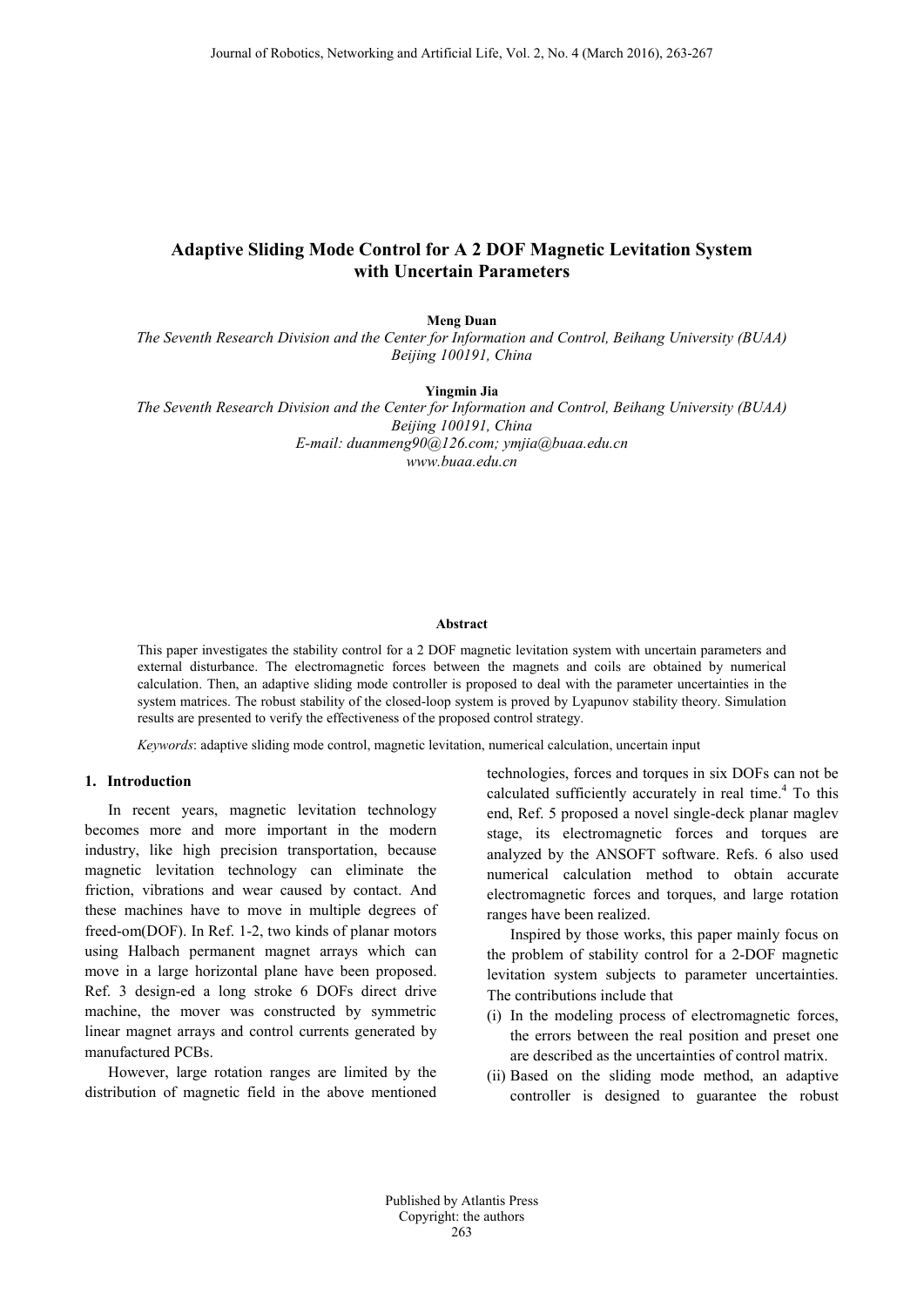# Adaptive Sliding Mode Control for A 2 DOF Magnetic Levitation System with Uncertain Parameters

**Meng Duan**

*The Seventh Research Division and the Center for Information and Control, Beihang University (BUAA)*
*Beijing 100191, China*

**Yingmin Jia**

*The Seventh Research Division and the Center for Information and Control, Beihang University (BUAA)*
*Beijing 100191, China*
*E-mail: duanmeng90@126.com; ymjia@buaa.edu.cn*
*www.buaa.edu.cn*

**Abstract**

This paper investigates the stability control for a 2 DOF magnetic levitation system with uncertain parameters and external disturbance. The electromagnetic forces between the magnets and coils are obtained by numerical calculation. Then, an adaptive sliding mode controller is proposed to deal with the parameter uncertainties in the system matrices. The robust stability of the closed-loop system is proved by Lyapunov stability theory. Simulation results are presented to verify the effectiveness of the proposed control strategy.

*Keywords*: adaptive sliding mode control, magnetic levitation, numerical calculation, uncertain input

## 1. Introduction

In recent years, magnetic levitation technology becomes more and more important in the modern industry, like high precision transportation, because magnetic levitation technology can eliminate the friction, vibrations and wear caused by contact. And these machines have to move in multiple degrees of freed-om(DOF). In Ref. 1-2, two kinds of planar motors using Halbach permanent magnet arrays which can move in a large horizontal plane have been proposed. Ref. 3 design-ed a long stroke 6 DOFs direct drive machine, the mover was constructed by symmetric linear magnet arrays and control currents generated by manufactured PCBs.

However, large rotation ranges are limited by the distribution of magnetic field in the above mentioned technologies, forces and torques in six DOFs can not be calculated sufficiently accurately in real time.[4] To this end, Ref. 5 proposed a novel single-deck planar maglev stage, its electromagnetic forces and torques are analyzed by the ANSOFT software. Refs. 6 also used numerical calculation method to obtain accurate electromagnetic forces and torques, and large rotation ranges have been realized.

Inspired by those works, this paper mainly focus on the problem of stability control for a 2-DOF magnetic levitation system subjects to parameter uncertainties. The contributions include that

(i) In the modeling process of electromagnetic forces, the errors between the real position and preset one are described as the uncertainties of control matrix.
(ii) Based on the sliding mode method, an adaptive controller is designed to guarantee the robust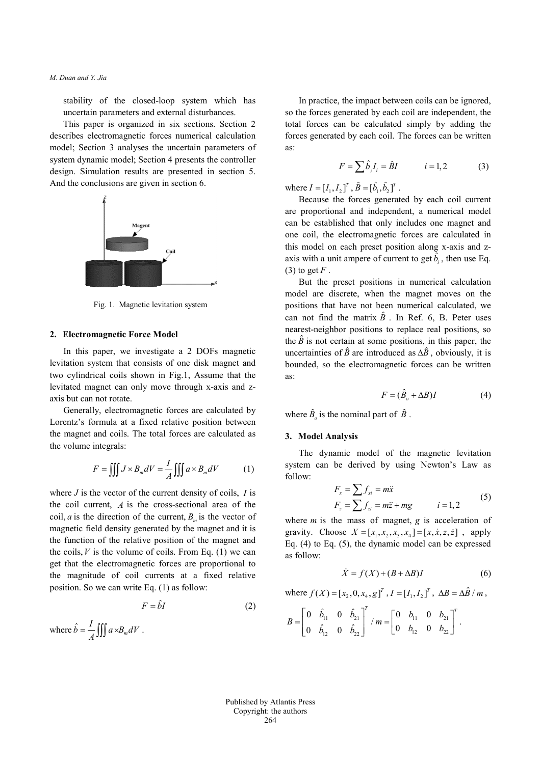stability of the closed-loop system which has uncertain parameters and external disturbances.

This paper is organized in six sections. Section 2 describes electromagnetic forces numerical calculation model; Section 3 analyses the uncertain parameters of system dynamic model; Section 4 presents the controller design. Simulation results are presented in section 5. And the conclusions are given in section 6.

Fig. 1. Magnetic levitation system

## 2. Electromagnetic Force Model

In this paper, we investigate a 2 DOFs magnetic levitation system that consists of one disk magnet and two cylindrical coils shown in Fig.1, Assume that the levitated magnet can only move through x-axis and z-axis but can not rotate.

Generally, electromagnetic forces are calculated by Lorentz's formula at a fixed relative position between the magnet and coils. The total forces are calculated as the volume integrals:

$$F = \iiint J \times B_m dV = \frac{I}{A}\iiint a \times B_m dV \qquad (1)$$

where $J$ is the vector of the current density of coils, $I$ is the coil current, $A$ is the cross-sectional area of the coil, $a$ is the direction of the current, $B_m$ is the vector of magnetic field density generated by the magnet and it is the function of the relative position of the magnet and the coils, $V$ is the volume of coils. From Eq. (1) we can get that the electromagnetic forces are proportional to the magnitude of coil currents at a fixed relative position. So we can write Eq. (1) as follow:

$$F = \hat{b}I \qquad (2)$$

where $\hat{b} = \frac{I}{A}\iiint a \times B_m dV$ .

In practice, the impact between coils can be ignored, so the forces generated by each coil are independent, the total forces can be calculated simply by adding the forces generated by each coil. The forces can be written as:

$$F = \sum \hat{b}_i I_i = \hat{B}I \qquad i = 1,2 \qquad (3)$$

where $I = [I_1, I_2]^T$ , $\hat{B} = [\hat{b}_1, \hat{b}_2]^T$ .

Because the forces generated by each coil current are proportional and independent, a numerical model can be established that only includes one magnet and one coil, the electromagnetic forces are calculated in this model on each preset position along x-axis and z-axis with a unit ampere of current to get $\hat{b}_i$ , then use Eq. (3) to get $F$ .

But the preset positions in numerical calculation model are discrete, when the magnet moves on the positions that have not been numerical calculated, we can not find the matrix $\hat{B}$ . In Ref. 6, B. Peter uses nearest-neighbor positions to replace real positions, so the $\hat{B}$ is not certain at some positions, in this paper, the uncertainties of $\hat{B}$ are introduced as $\Delta\hat{B}$ , obviously, it is bounded, so the electromagnetic forces can be written as:

$$F = (\hat{B}_o + \Delta B)I \qquad (4)$$

where $\hat{B}_o$ is the nominal part of $\hat{B}$ .

## 3. Model Analysis

The dynamic model of the magnetic levitation system can be derived by using Newton's Law as follow:

$$\begin{aligned} F_x &= \sum f_{xi} = m\ddot{x} \\ F_z &= \sum f_{zi} = m\ddot{z} + mg \qquad i = 1,2 \end{aligned} \qquad (5)$$

where $m$ is the mass of magnet, $g$ is acceleration of gravity. Choose $X = [x_1, x_2, x_3, x_4] = [x, \dot{x}, z, \dot{z}]$ , apply Eq. (4) to Eq. (5), the dynamic model can be expressed as follow:

$$\dot{X} = f(X) + (B + \Delta B)I \qquad (6)$$

where $f(X) = [x_2, 0, x_4, g]^T$ , $I = [I_1, I_2]^T$ , $\Delta B = \Delta\hat{B}/m$ ,

$$B = \begin{bmatrix} 0 & \hat{b}_{11} & 0 & \hat{b}_{21} \\ 0 & \hat{b}_{12} & 0 & \hat{b}_{22} \end{bmatrix}^T / m = \begin{bmatrix} 0 & b_{11} & 0 & b_{21} \\ 0 & b_{12} & 0 & b_{22} \end{bmatrix}^T .$$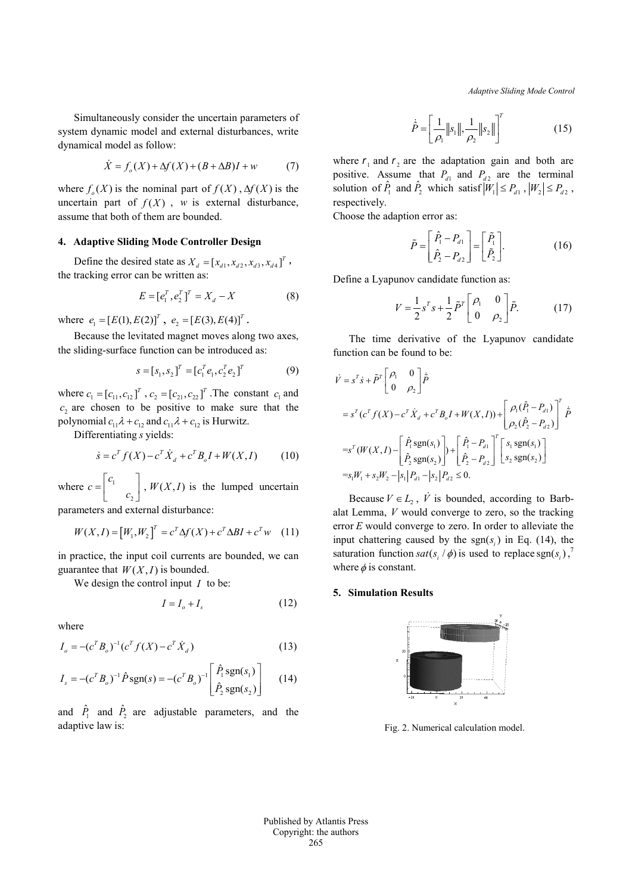Simultaneously consider the uncertain parameters of system dynamic model and external disturbances, write dynamical model as follow:

$$\dot{X} = f_o(X) + \Delta f(X) + (B + \Delta B)I + w \tag{7}$$

where $f_o(X)$ is the nominal part of $f(X)$, $\Delta f(X)$ is the uncertain part of $f(X)$, $w$ is external disturbance, assume that both of them are bounded.

## 4. Adaptive Sliding Mode Controller Design

Define the desired state as $X_d = [x_{d1}, x_{d2}, x_{d3}, x_{d4}]^T$, the tracking error can be written as:

$$E = [e_1^T, e_2^T]^T = X_d - X \tag{8}$$

where $e_1 = [E(1), E(2)]^T$, $e_2 = [E(3), E(4)]^T$.

Because the levitated magnet moves along two axes, the sliding-surface function can be introduced as:

$$s = [s_1, s_2]^T = [c_1^T e_1, c_2^T e_2]^T \tag{9}$$

where $c_1 = [c_{11}, c_{12}]^T$, $c_2 = [c_{21}, c_{22}]^T$. The constant $c_1$ and $c_2$ are chosen to be positive to make sure that the polynomial $c_{11}\lambda + c_{12}$ and $c_{11}\lambda + c_{12}$ is Hurwitz.

Differentiating $s$ yields:

$$\dot{s} = c^T f(X) - c^T \dot{X}_d + c^T B_o I + W(X, I) \tag{10}$$

where $c = \begin{bmatrix} c_1 & \\ & c_2 \end{bmatrix}$, $W(X, I)$ is the lumped uncertain parameters and external disturbance:

$$W(X, I) = [W_1, W_2]^T = c^T \Delta f(X) + c^T \Delta B I + c^T w \tag{11}$$

in practice, the input coil currents are bounded, we can guarantee that $W(X, I)$ is bounded.

We design the control input $I$ to be:

$$I = I_o + I_s \tag{12}$$

where

$$I_o = -(c^T B_o)^{-1}(c^T f(X) - c^T \dot{X}_d) \tag{13}$$

$$I_s = -(c^T B_o)^{-1} \hat{P} \operatorname{sgn}(s) = -(c^T B_o)^{-1} \begin{bmatrix} \hat{P}_1 \operatorname{sgn}(s_1) \\ \hat{P}_2 \operatorname{sgn}(s_2) \end{bmatrix} \tag{14}$$

and $\hat{P}_1$ and $\hat{P}_2$ are adjustable parameters, and the adaptive law is:

$$\dot{\hat{P}} = \left[ \frac{1}{\rho_1} \|s_1\|, \frac{1}{\rho_2} \|s_2\| \right]^T \tag{15}$$

where $r_1$ and $r_2$ are the adaptation gain and both are positive. Assume that $P_{d1}$ and $P_{d2}$ are the terminal solution of $\hat{P}_1$ and $\hat{P}_2$ which satisf $|W_1| \le P_{d1}$, $|W_2| \le P_{d2}$, respectively.

Choose the adaption error as:

$$\tilde{P} = \begin{bmatrix} \hat{P}_1 - P_{d1} \\ \hat{P}_2 - P_{d2} \end{bmatrix} = \begin{bmatrix} \tilde{P}_1 \\ \tilde{P}_2 \end{bmatrix}. \tag{16}$$

Define a Lyapunov candidate function as:

$$V = \frac{1}{2} s^T s + \frac{1}{2} \tilde{P}^T \begin{bmatrix} \rho_1 & 0 \\ 0 & \rho_2 \end{bmatrix} \tilde{P}. \tag{17}$$

The time derivative of the Lyapunov candidate function can be found to be:

$$\begin{aligned}
\dot{V} &= s^T \dot{s} + \tilde{P}^T \begin{bmatrix} \rho_1 & 0 \\ 0 & \rho_2 \end{bmatrix} \dot{\hat{P}} \\
&= s^T (c^T f(X) - c^T \dot{X}_d + c^T B_o I + W(X, I)) + \begin{bmatrix} \rho_1(\hat{P}_1 - P_{d1}) \\ \rho_2(\hat{P}_2 - P_{d2}) \end{bmatrix}^T \dot{\hat{P}} \\
&= s^T (W(X, I) - \begin{bmatrix} \hat{P}_1 \operatorname{sgn}(s_1) \\ \hat{P}_2 \operatorname{sgn}(s_2) \end{bmatrix}) + \begin{bmatrix} \hat{P}_1 - P_{d1} \\ \hat{P}_2 - P_{d2} \end{bmatrix}^T \begin{bmatrix} s_1 \operatorname{sgn}(s_1) \\ s_2 \operatorname{sgn}(s_2) \end{bmatrix} \\
&= s_1 W_1 + s_2 W_2 - |s_1| P_{d1} - |s_2| P_{d2} \le 0.
\end{aligned}$$

Because $V \in L_2$, $\dot{V}$ is bounded, according to Barbalat Lemma, $V$ would converge to zero, so the tracking error $E$ would converge to zero. In order to alleviate the input chattering caused by the $\operatorname{sgn}(s_i)$ in Eq. (14), the saturation function $sat(s_i / \phi)$ is used to replace $\operatorname{sgn}(s_i)$,[7] where $\phi$ is constant.

## 5. Simulation Results

Fig. 2. Numerical calculation model.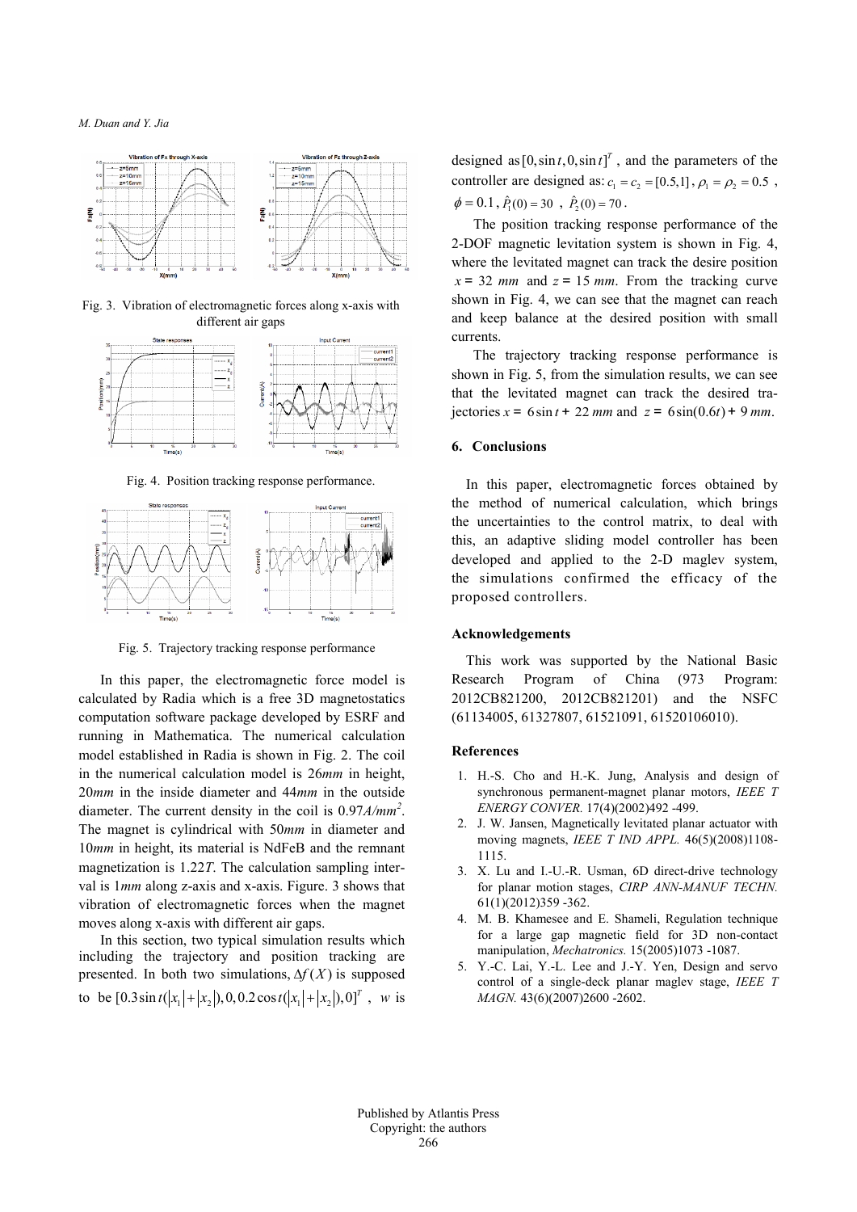Fig. 3. Vibration of electromagnetic forces along x-axis with different air gaps

Fig. 4. Position tracking response performance.

Fig. 5. Trajectory tracking response performance

In this paper, the electromagnetic force model is calculated by Radia which is a free 3D magnetostatics computation software package developed by ESRF and running in Mathematica. The numerical calculation model established in Radia is shown in Fig. 2. The coil in the numerical calculation model is 26*mm* in height, 20*mm* in the inside diameter and 44*mm* in the outside diameter. The current density in the coil is 0.97$A/mm^2$. The magnet is cylindrical with 50*mm* in diameter and 10*mm* in height, its material is NdFeB and the remnant magnetization is 1.22*T*. The calculation sampling interval is 1*mm* along z-axis and x-axis. Figure. 3 shows that vibration of electromagnetic forces when the magnet moves along x-axis with different air gaps.

In this section, two typical simulation results which including the trajectory and position tracking are presented. In both two simulations, $\Delta f(X)$ is supposed to be $[0.3\sin t(|x_1|+|x_2|), 0, 0.2\cos t(|x_1|+|x_2|), 0]^T$, $w$ is designed as $[0, \sin t, 0, \sin t]^T$, and the parameters of the controller are designed as: $c_1 = c_2 = [0.5, 1]$, $\rho_1 = \rho_2 = 0.5$, $\phi = 0.1$, $\hat{P}_1(0) = 30$, $\hat{P}_2(0) = 70$.

The position tracking response performance of the 2-DOF magnetic levitation system is shown in Fig. 4, where the levitated magnet can track the desire position $x = 32$ *mm* and $z = 15$ *mm*. From the tracking curve shown in Fig. 4, we can see that the magnet can reach and keep balance at the desired position with small currents.

The trajectory tracking response performance is shown in Fig. 5, from the simulation results, we can see that the levitated magnet can track the desired trajectories $x = 6\sin t + 22$ *mm* and $z = 6\sin(0.6t) + 9$ *mm*.

## 6. Conclusions

In this paper, electromagnetic forces obtained by the method of numerical calculation, which brings the uncertainties to the control matrix, to deal with this, an adaptive sliding model controller has been developed and applied to the 2-D maglev system, the simulations confirmed the efficacy of the proposed controllers.

## Acknowledgements

This work was supported by the National Basic Research Program of China (973 Program: 2012CB821200, 2012CB821201) and the NSFC (61134005, 61327807, 61521091, 61520106010).

## References

1. H.-S. Cho and H.-K. Jung, Analysis and design of synchronous permanent-magnet planar motors, *IEEE T ENERGY CONVER.* 17(4)(2002)492 -499.
2. J. W. Jansen, Magnetically levitated planar actuator with moving magnets, *IEEE T IND APPL.* 46(5)(2008)1108-1115.
3. X. Lu and I.-U.-R. Usman, 6D direct-drive technology for planar motion stages, *CIRP ANN-MANUF TECHN.* 61(1)(2012)359 -362.
4. M. B. Khamesee and E. Shameli, Regulation technique for a large gap magnetic field for 3D non-contact manipulation, *Mechatronics.* 15(2005)1073 -1087.
5. Y.-C. Lai, Y.-L. Lee and J.-Y. Yen, Design and servo control of a single-deck planar maglev stage, *IEEE T MAGN.* 43(6)(2007)2600 -2602.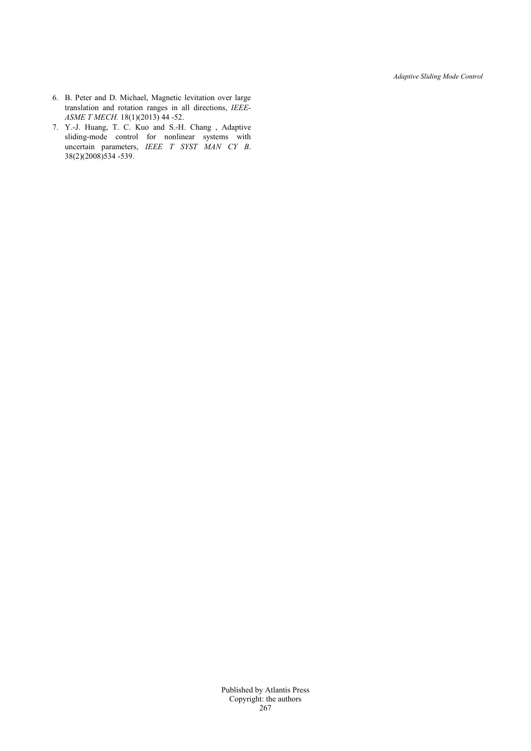6. B. Peter and D. Michael, Magnetic levitation over large translation and rotation ranges in all directions, *IEEE-ASME T MECH.* 18(1)(2013) 44 -52.
7. Y.-J. Huang, T. C. Kuo and S.-H. Chang , Adaptive sliding-mode control for nonlinear systems with uncertain parameters, *IEEE T SYST MAN CY B*. 38(2)(2008)534 -539.